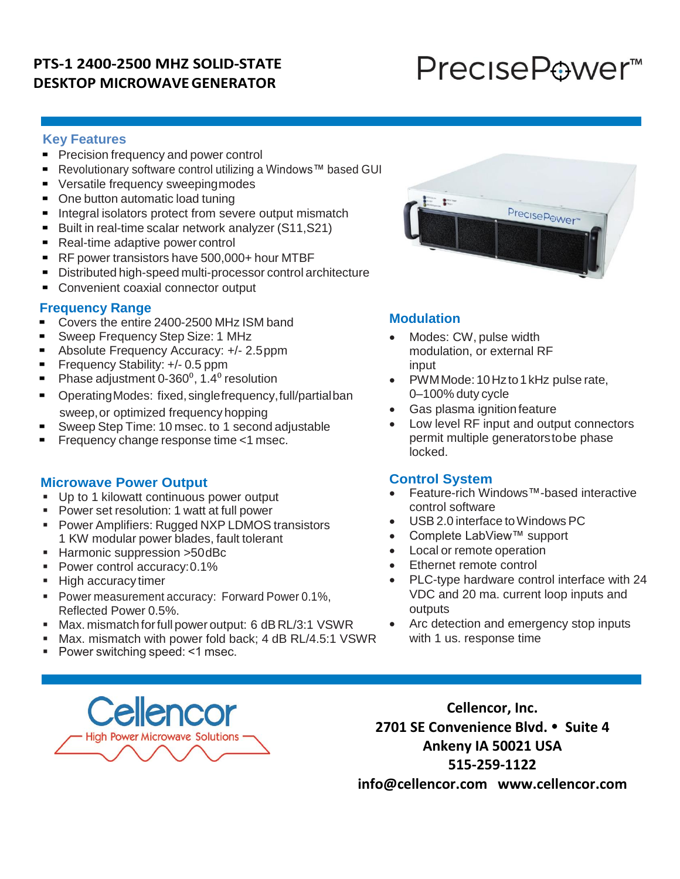# PTS-1 2400-2500 MHZ SOLID-STATE DESKTOP MICROWAVE GENERATOR

PrecisePower™

## Key Features

- Precision frequency and power control
- Revolutionary software control utilizing a Windows™ based GUI
- Versatile frequency sweeping modes
- One button automatic load tuning
- Integral isolators protect from severe output mismatch
- Built in real-time scalar network analyzer (S11,S21)
- Real-time adaptive power control
- RF power transistors have 500,000+ hour MTBF
- Distributed high-speed multi-processor control architecture
- Convenient coaxial connector output

## Frequency Range

- Covers the entire 2400-2500 MHz ISM band
- Sweep Frequency Step Size: 1 MHz
- Absolute Frequency Accuracy: +/- 2.5ppm
- Frequency Stability: +/- 0.5 ppm
- Phase adjustment 0-360°, 1.4° resolution
- Operating Modes: fixed, single frequency, full/partial ban sweep, or optimized frequency hopping
- Sweep Step Time: 10 msec. to 1 second adjustable
- Frequency change response time <1 msec.

## Microwave Power Output

- Up to 1 kilowatt continuous power output
- Power set resolution: 1 watt at full power
- Power Amplifiers: Rugged NXP LDMOS transistors 1 KW modular power blades, fault tolerant
- Harmonic suppression >50dBc
- Power control accuracy: 0.1%
- High accuracy timer
- Power measurement accuracy: Forward Power 0.1%, Reflected Power 0.5%.
- Max. mismatch for full power output: 6 dB RL/3:1 VSWR
- Max. mismatch with power fold back; 4 dB RL/4.5:1 VSWR
- Power switching speed: <1 msec.

## Modulation

- Modes: CW, pulse width modulation, or external RF input
- PWM Mode: 10 Hz to 1 kHz pulse rate, 0–100% duty cycle
- Gas plasma ignition feature
- Low level RF input and output connectors permit multiple generators to be phase locked.

## Control System

- Feature-rich Windows™-based interactive control software
- USB 2.0 interface to Windows PC
- Complete LabView™ support
- Local or remote operation
- Ethernet remote control
- PLC-type hardware control interface with 24 VDC and 20 ma. current loop inputs and outputs
- Arc detection and emergency stop inputs with 1 us. response time

Cellencor
High Power Microwave Solutions

**Cellencor, Inc.**
**2701 SE Convenience Blvd. • Suite 4**
**Ankeny IA 50021 USA**
**515-259-1122**
**info@cellencor.com www.cellencor.com**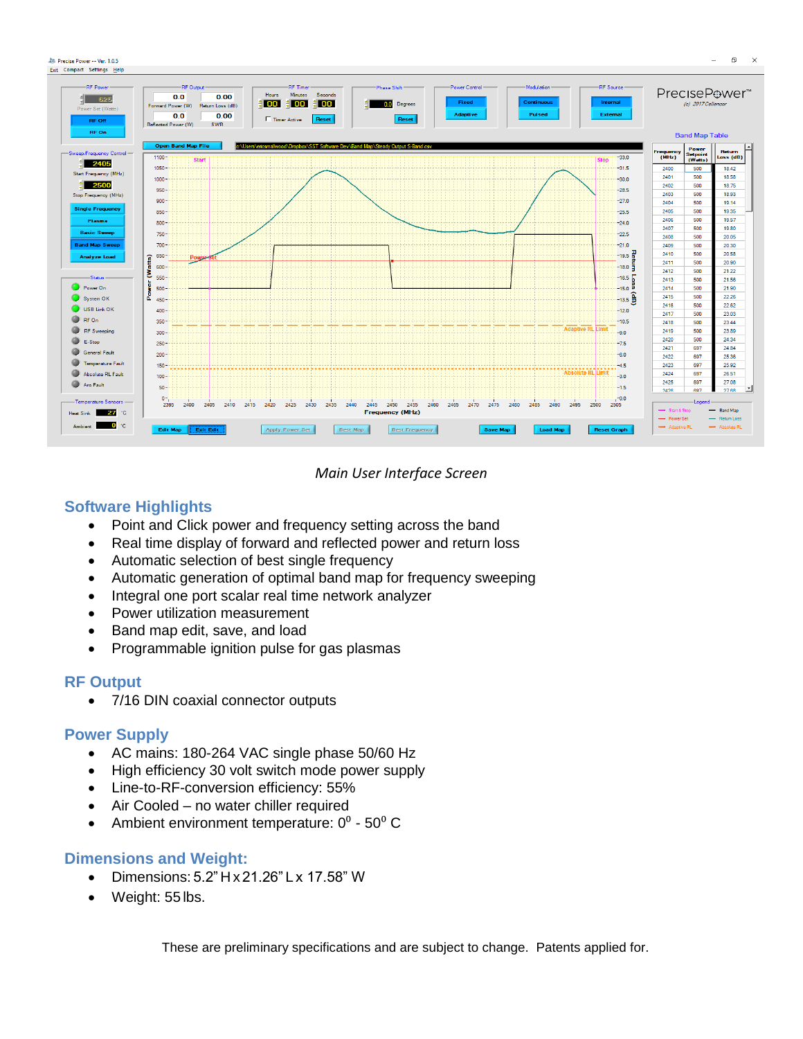*Main User Interface Screen*

## Software Highlights

- Point and Click power and frequency setting across the band
- Real time display of forward and reflected power and return loss
- Automatic selection of best single frequency
- Automatic generation of optimal band map for frequency sweeping
- Integral one port scalar real time network analyzer
- Power utilization measurement
- Band map edit, save, and load
- Programmable ignition pulse for gas plasmas

## RF Output

- 7/16 DIN coaxial connector outputs

## Power Supply

- AC mains: 180-264 VAC single phase 50/60 Hz
- High efficiency 30 volt switch mode power supply
- Line-to-RF-conversion efficiency: 55%
- Air Cooled – no water chiller required
- Ambient environment temperature: $0^{0}$ - $50^{0}$ C

## Dimensions and Weight:

- Dimensions: 5.2" H x 21.26" L x 17.58" W
- Weight: 55 lbs.

These are preliminary specifications and are subject to change. Patents applied for.